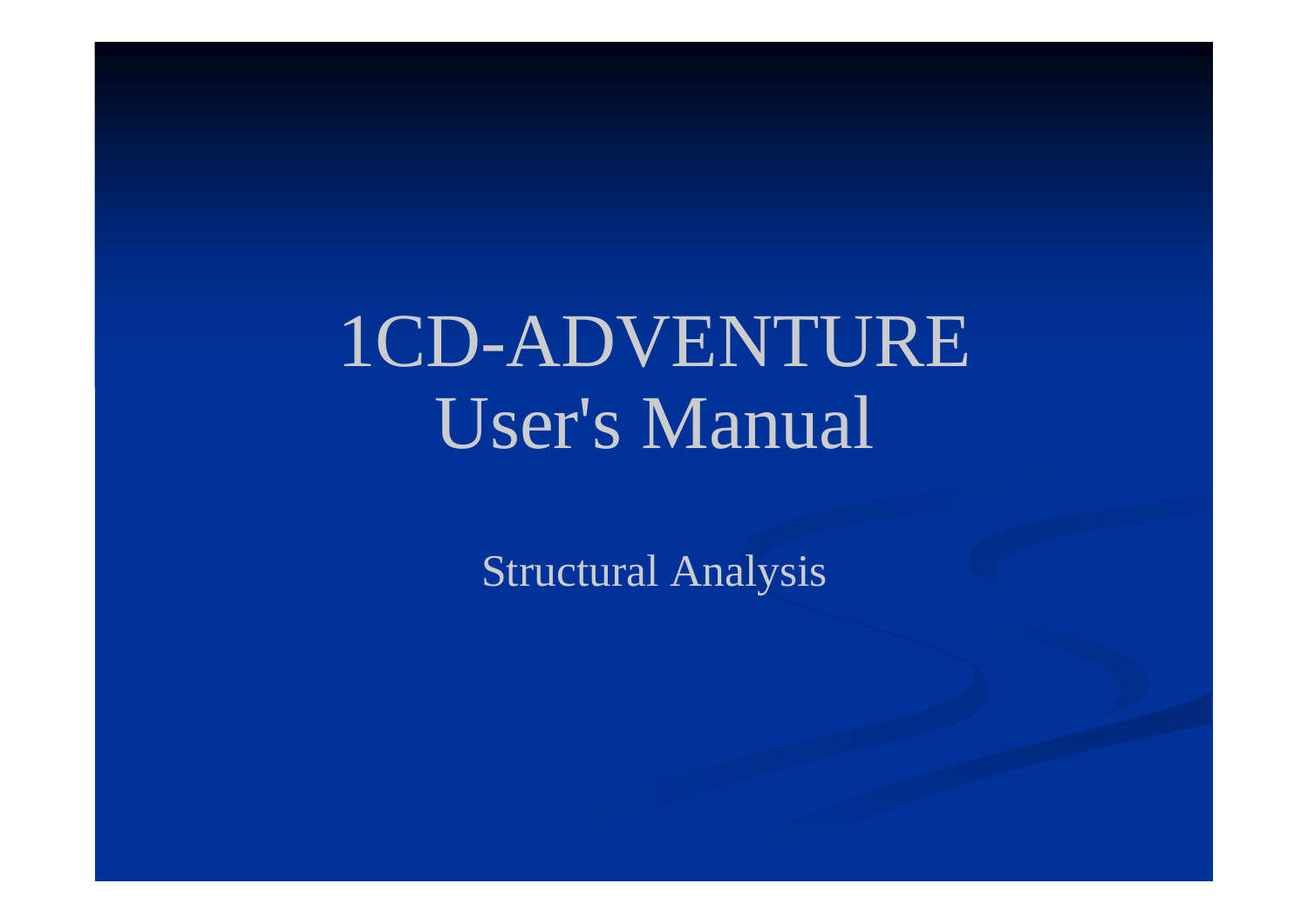# 1CD-ADVENTURE
# User's Manual

Structural Analysis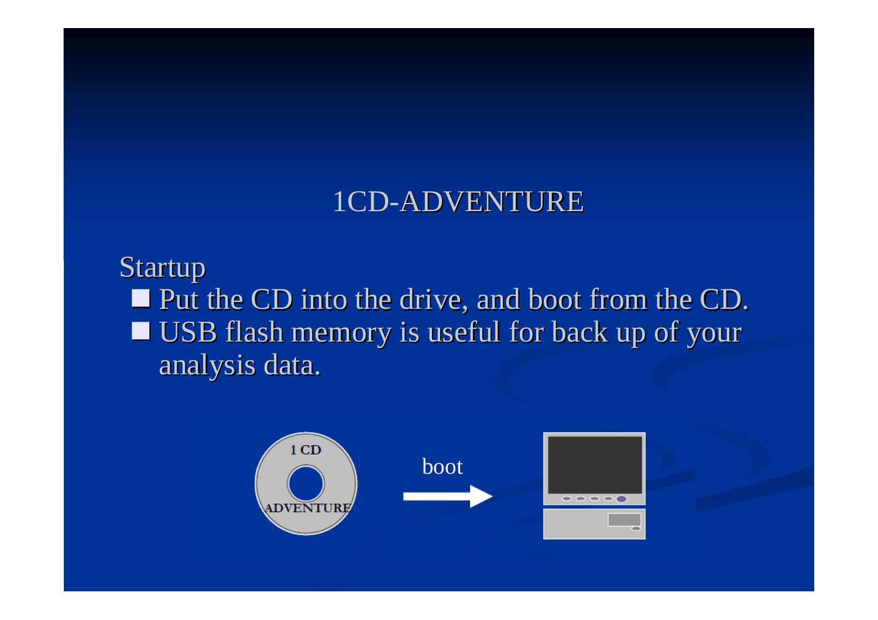# 1CD-ADVENTURE

Startup

- Put the CD into the drive, and boot from the CD.
- USB flash memory is useful for back up of your analysis data.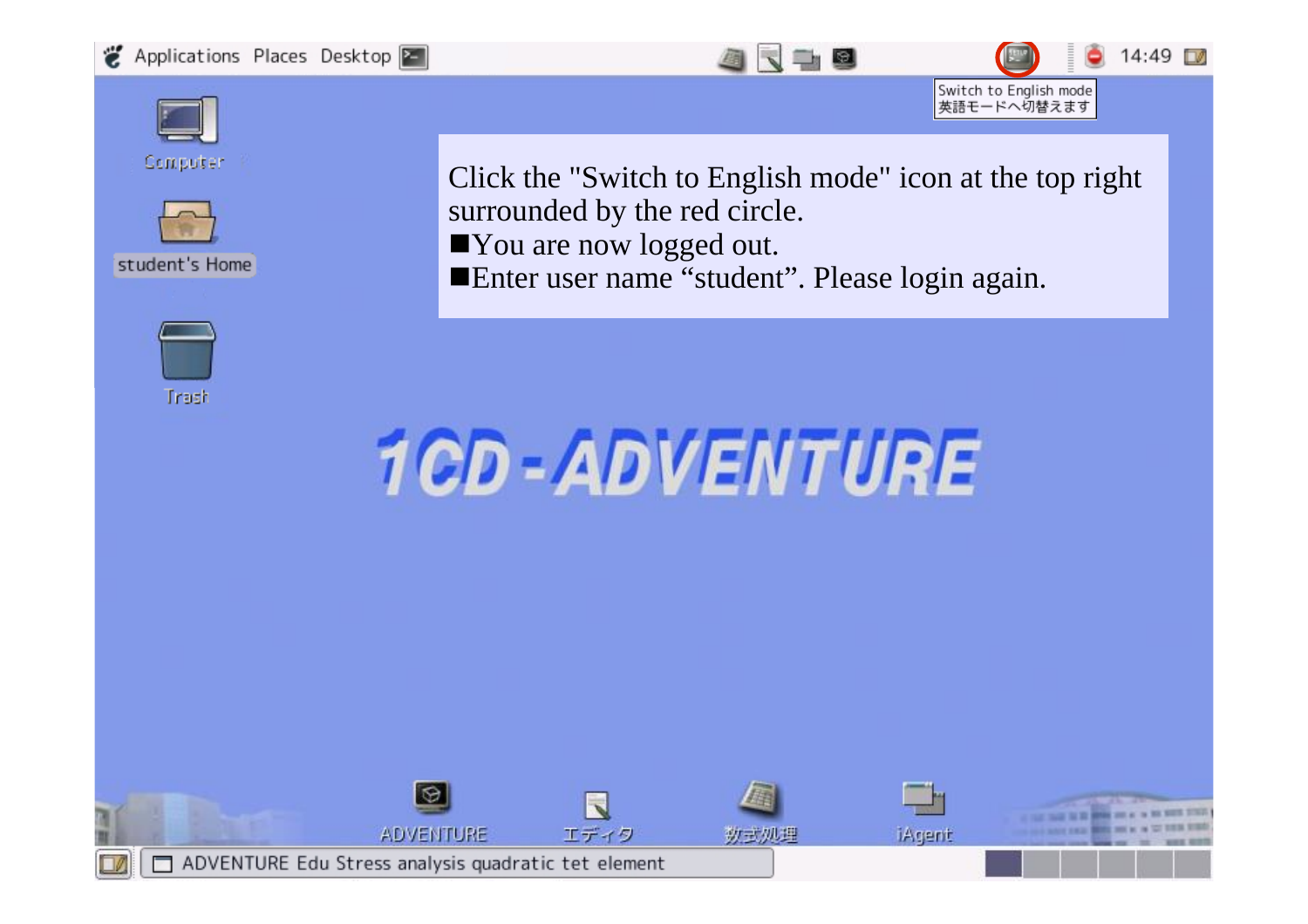Click the "Switch to English mode" icon at the top right surrounded by the red circle.

■You are now logged out.

■Enter user name “student”. Please login again.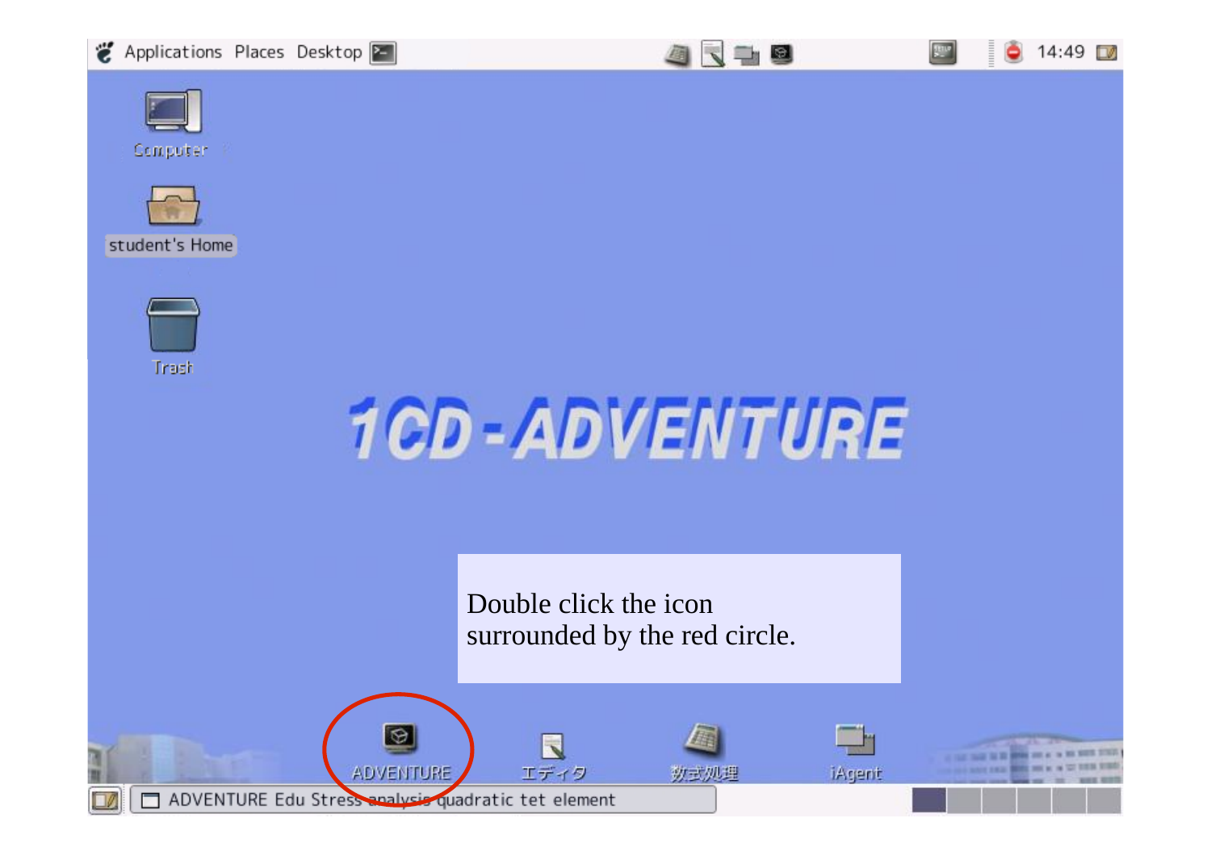Applications Places Desktop

14:49

Computer

student's Home

Trash

1CD-ADVENTURE

Double click the icon
surrounded by the red circle.

ADVENTURE

エディタ

数式処理

iAgent

ADVENTURE Edu Stress analysis quadratic tet element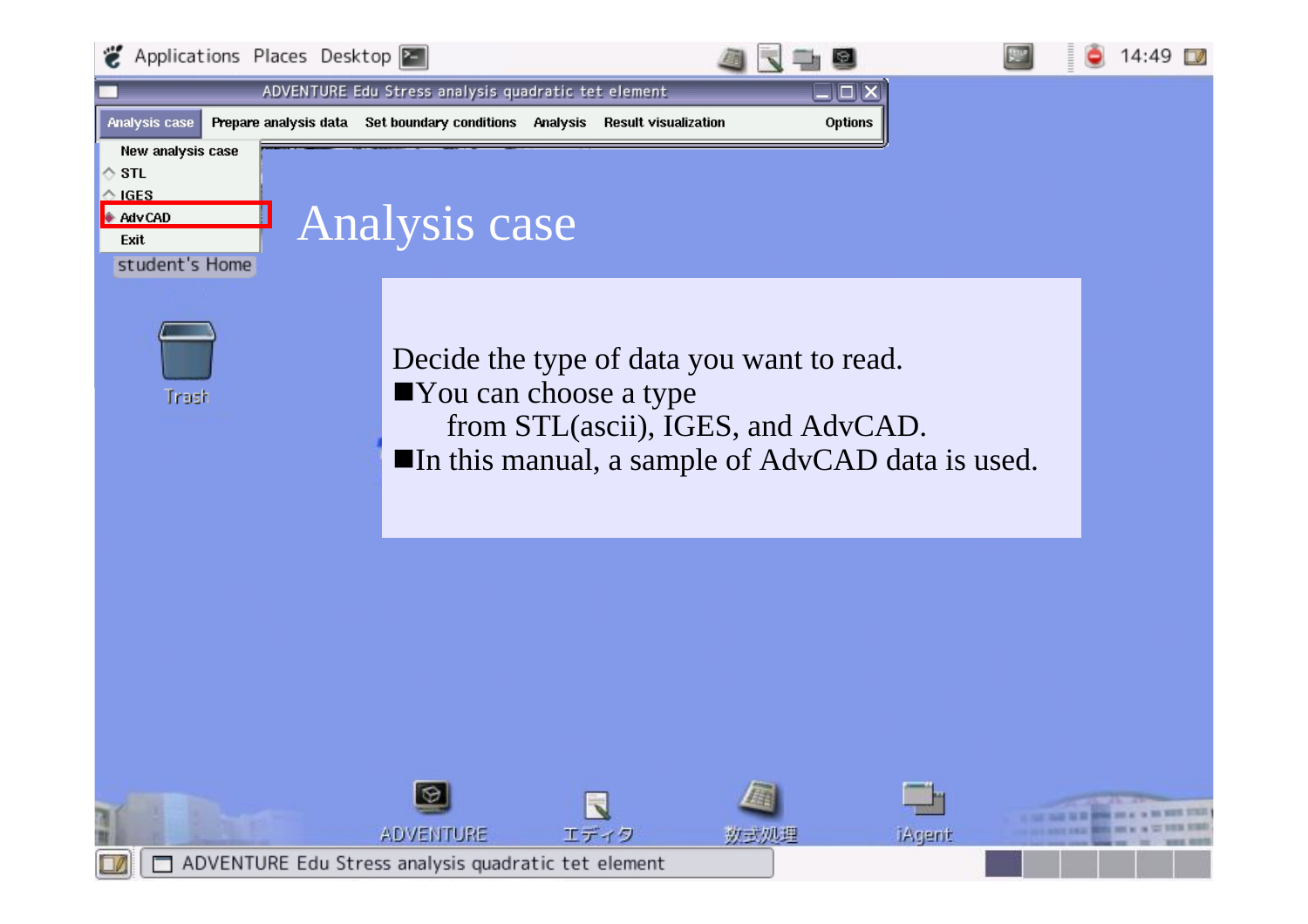# Analysis case

Decide the type of data you want to read.

■You can choose a type from STL(ascii), IGES, and AdvCAD.

■In this manual, a sample of AdvCAD data is used.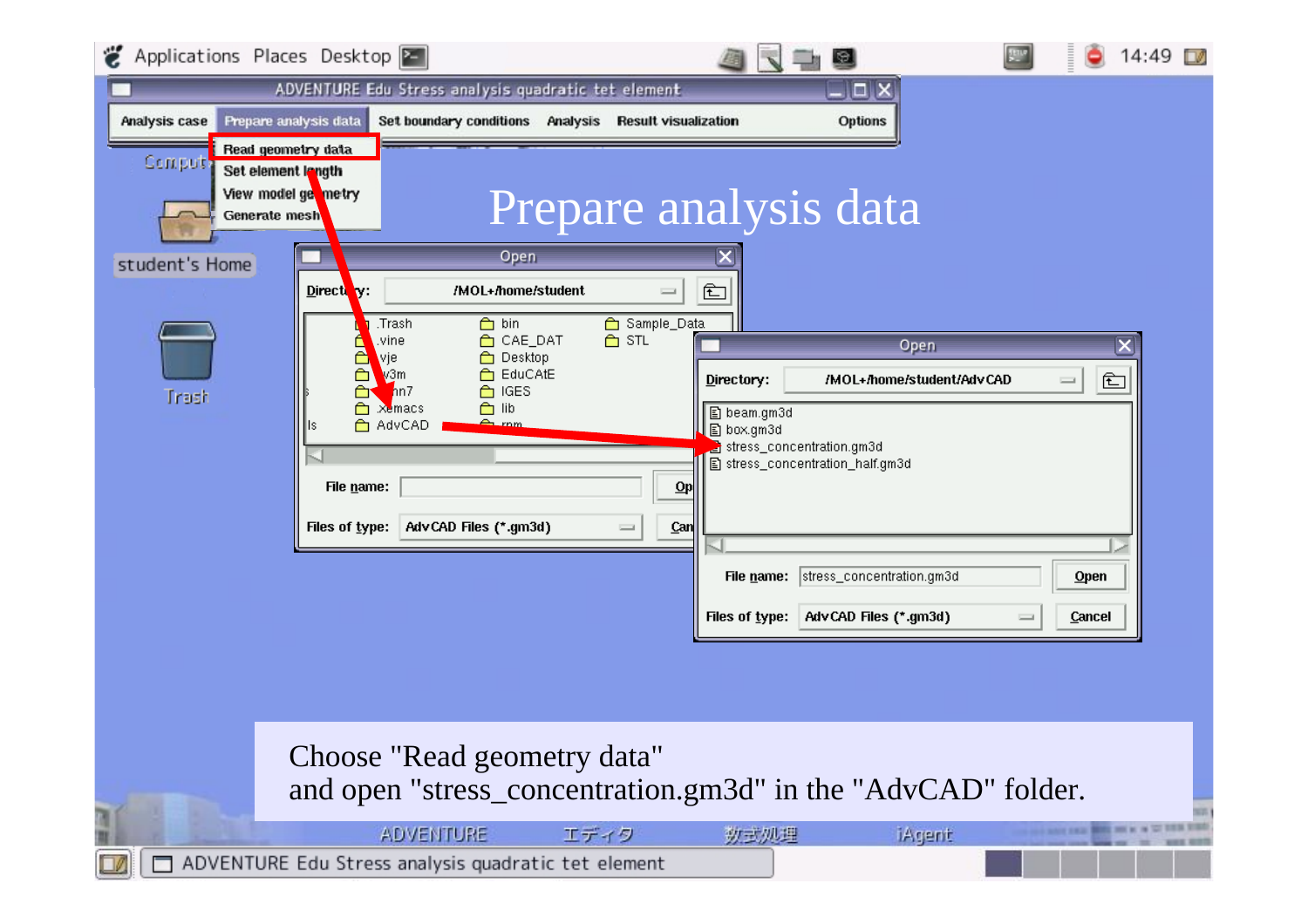# Prepare analysis data

Choose "Read geometry data"
and open "stress_concentration.gm3d" in the "AdvCAD" folder.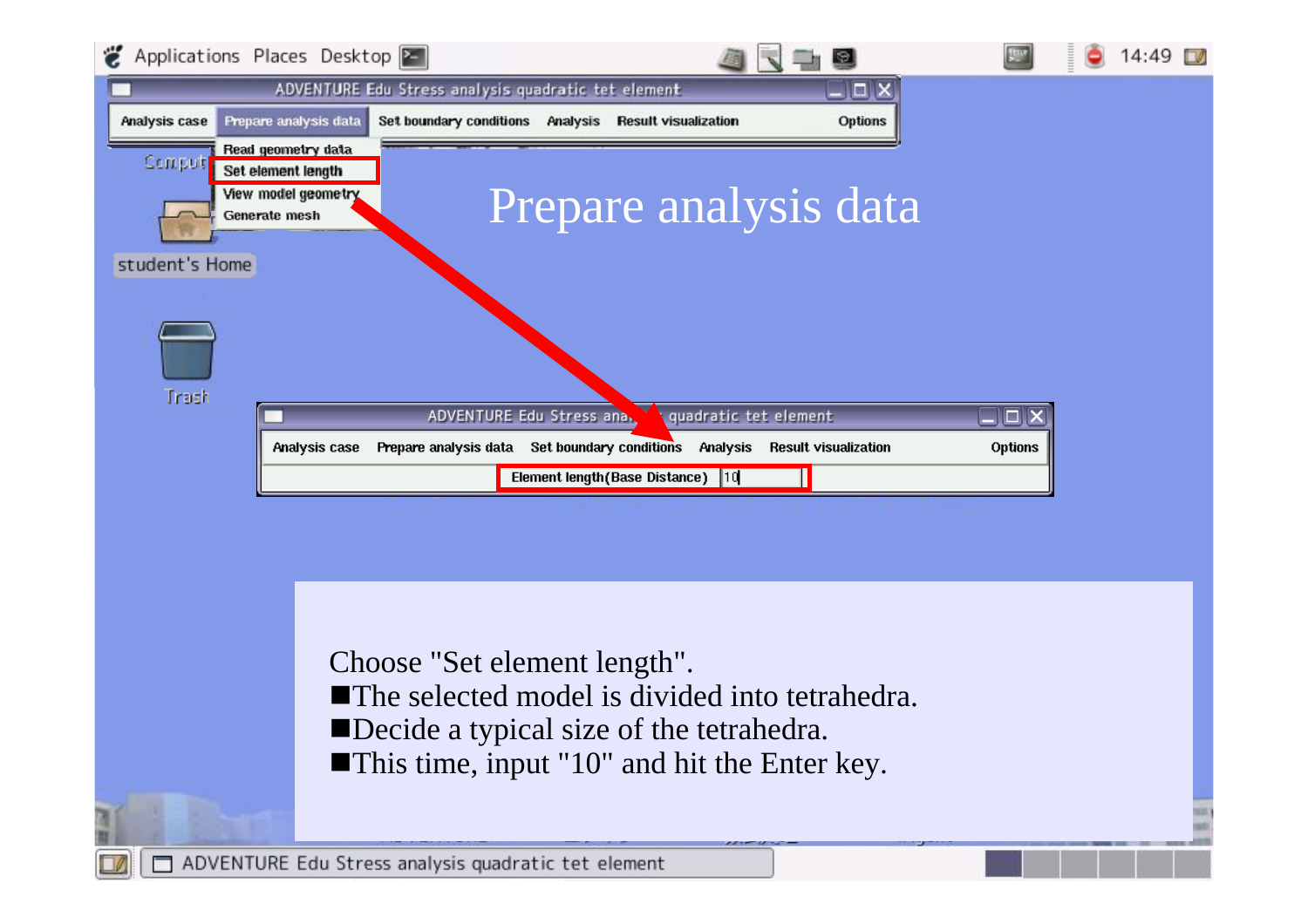# Prepare analysis data

Choose "Set element length".

- ■The selected model is divided into tetrahedra.
- ■Decide a typical size of the tetrahedra.
- ■This time, input "10" and hit the Enter key.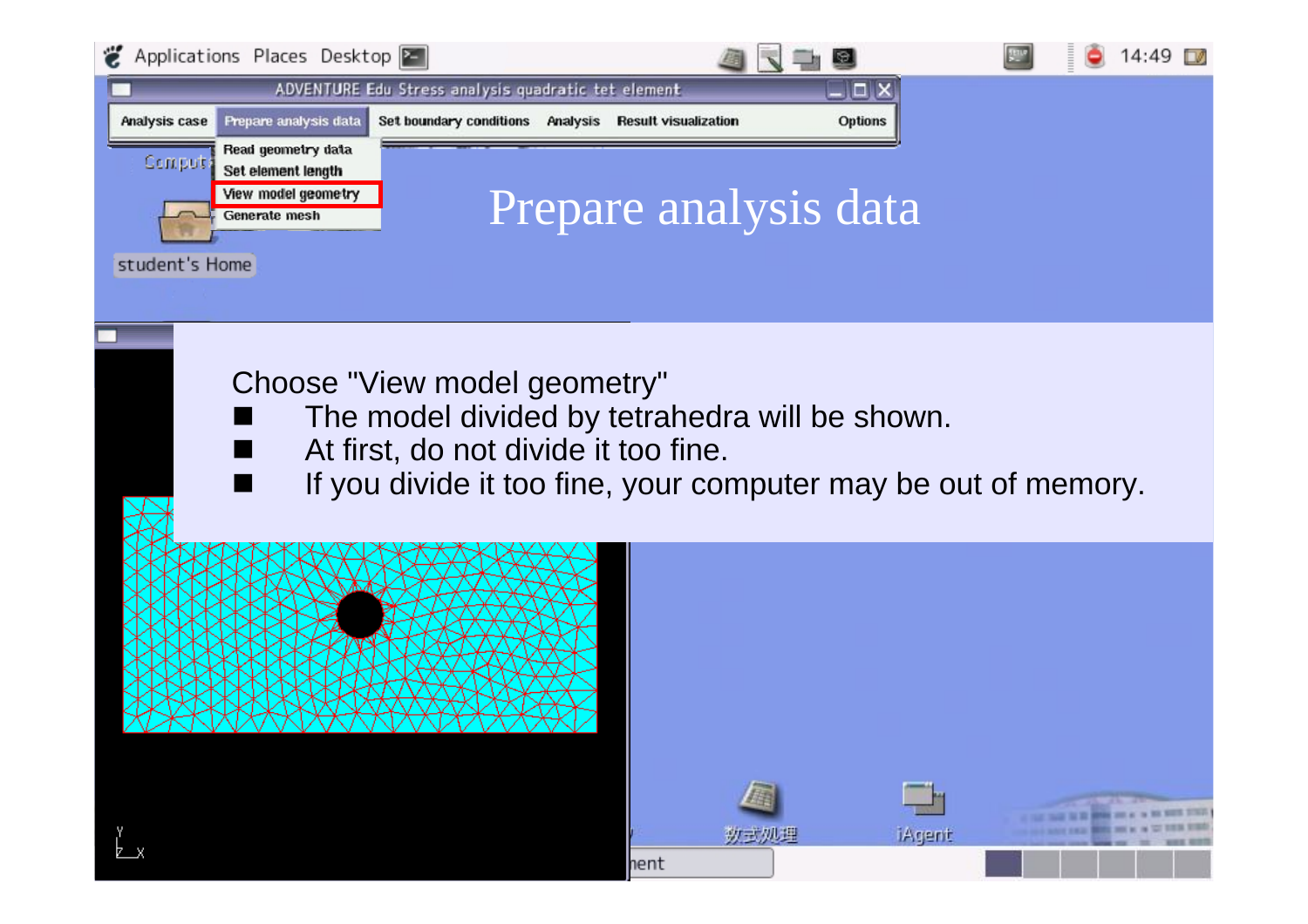# Prepare analysis data

Choose "View model geometry"

- The model divided by tetrahedra will be shown.
- At first, do not divide it too fine.
- If you divide it too fine, your computer may be out of memory.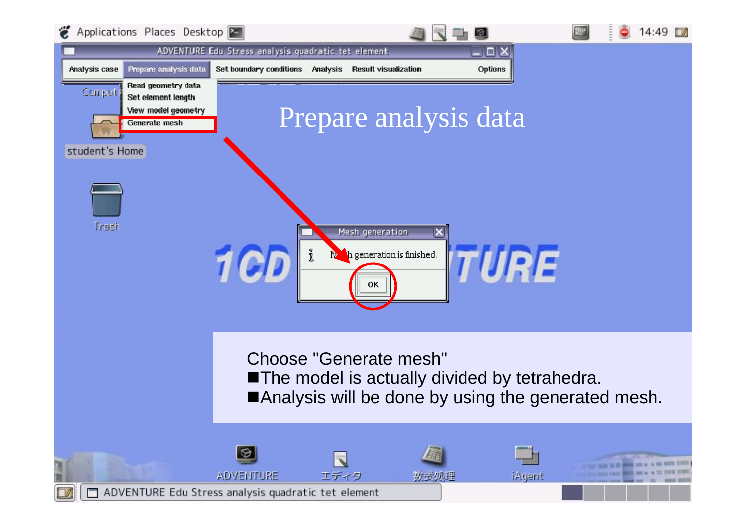# Prepare analysis data

Choose "Generate mesh"

- ■The model is actually divided by tetrahedra.
- ■Analysis will be done by using the generated mesh.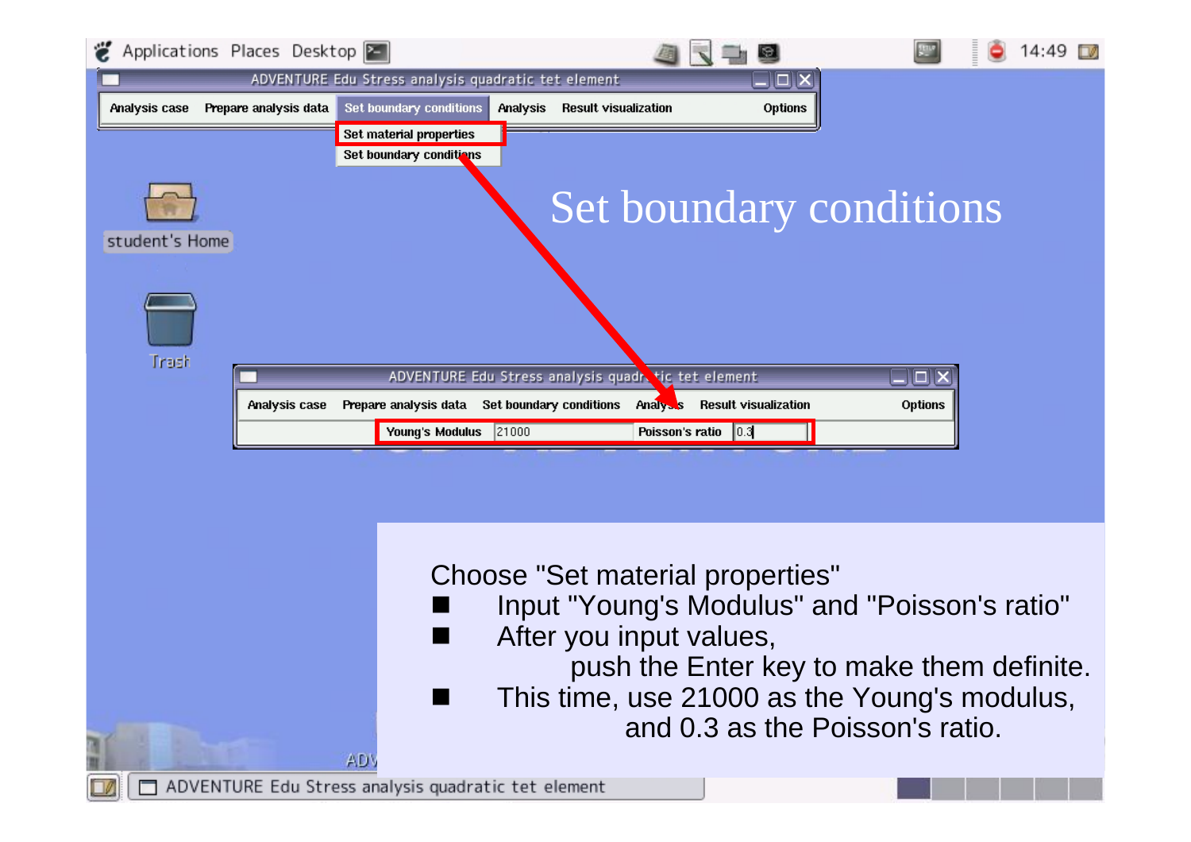# Set boundary conditions

Choose "Set material properties"

- Input "Young's Modulus" and "Poisson's ratio"
- After you input values,
  push the Enter key to make them definite.
- This time, use 21000 as the Young's modulus,
  and 0.3 as the Poisson's ratio.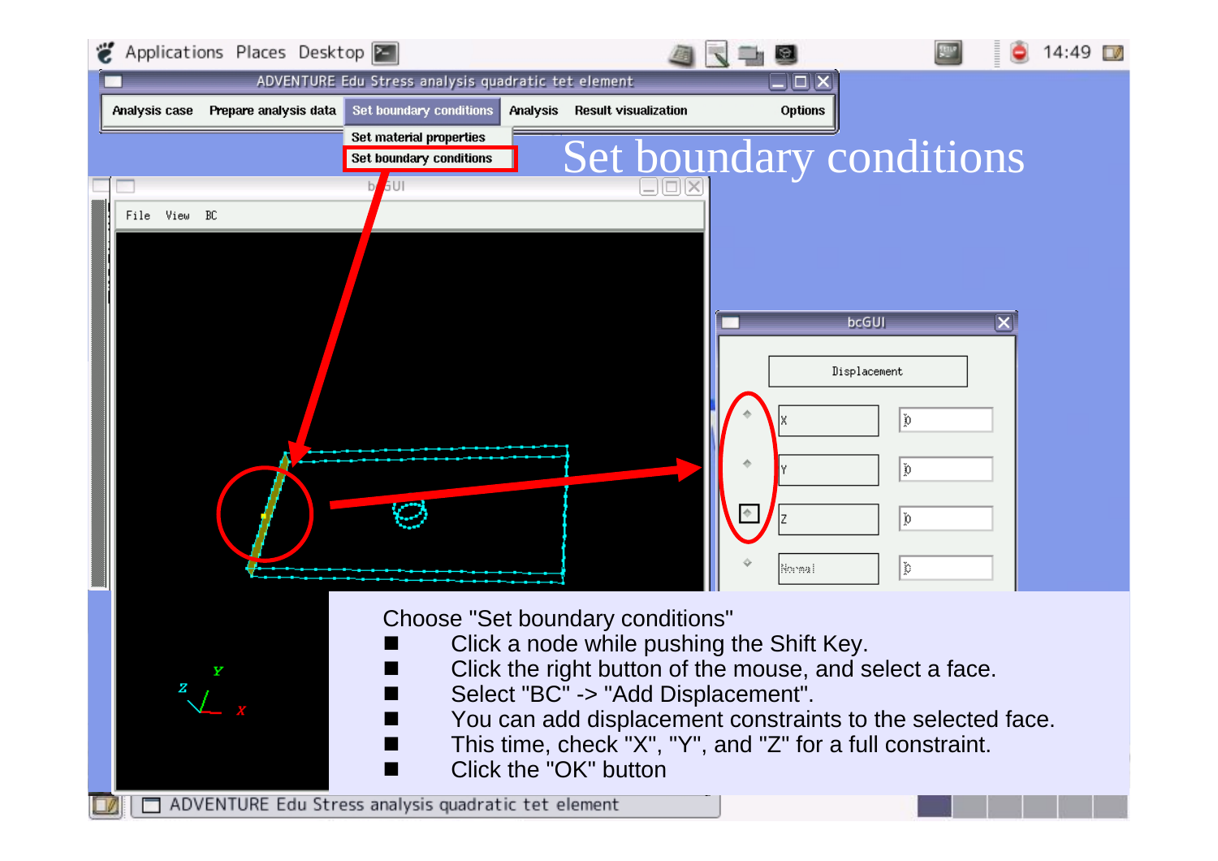# Set boundary conditions

Choose "Set boundary conditions"

- Click a node while pushing the Shift Key.
- Click the right button of the mouse, and select a face.
- Select "BC" -> "Add Displacement".
- You can add displacement constraints to the selected face.
- This time, check "X", "Y", and "Z" for a full constraint.
- Click the "OK" button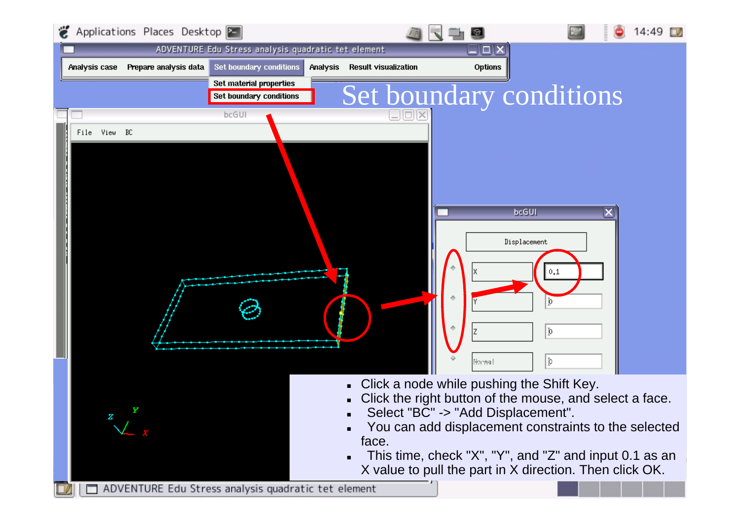# Set boundary conditions

- Click a node while pushing the Shift Key.
- Click the right button of the mouse, and select a face.
- Select "BC" -> "Add Displacement".
- You can add displacement constraints to the selected face.
- This time, check "X", "Y", and "Z" and input 0.1 as an X value to pull the part in X direction. Then click OK.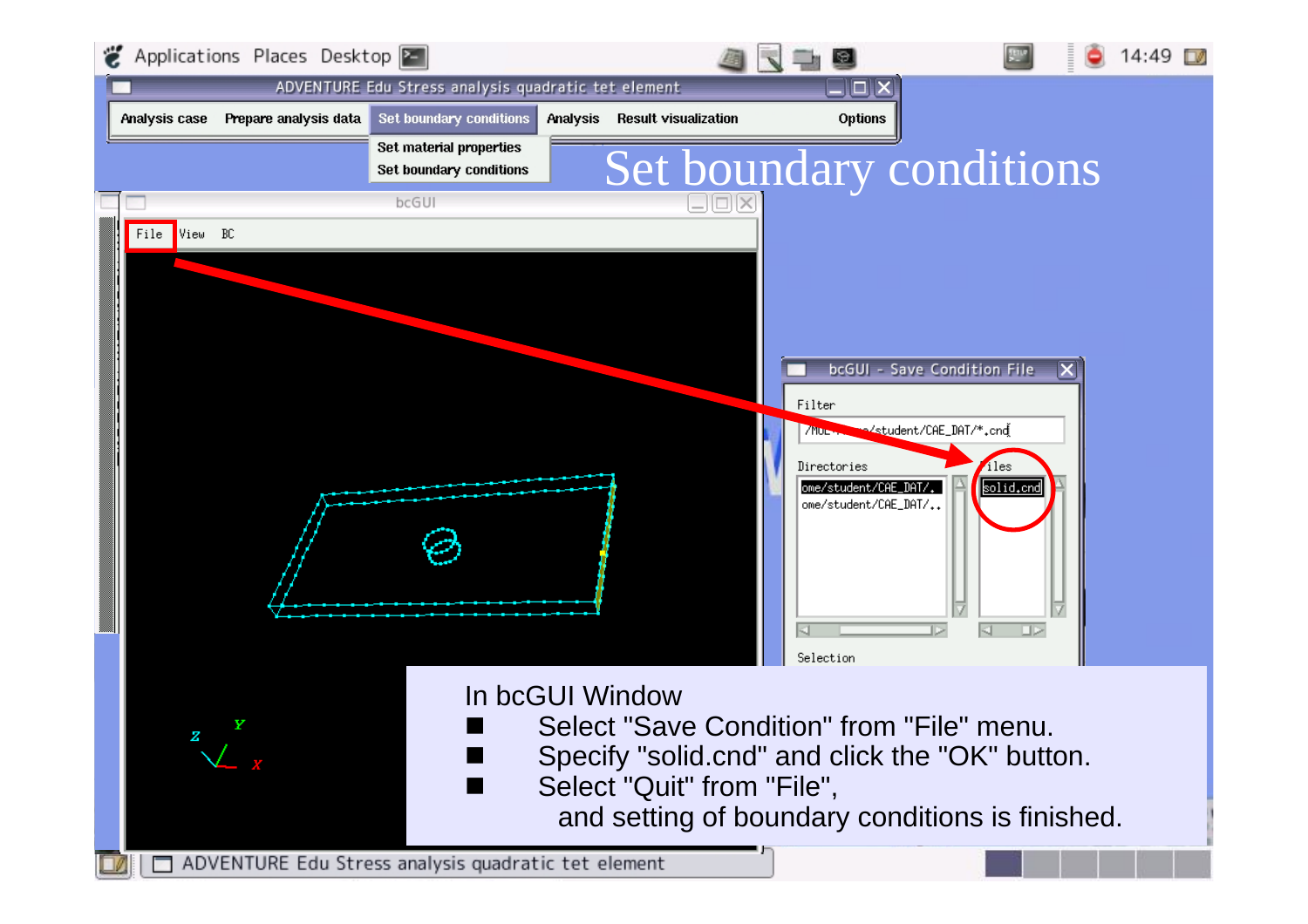# Set boundary conditions

In bcGUI Window

- Select "Save Condition" from "File" menu.
- Specify "solid.cnd" and click the "OK" button.
- Select "Quit" from "File",
  and setting of boundary conditions is finished.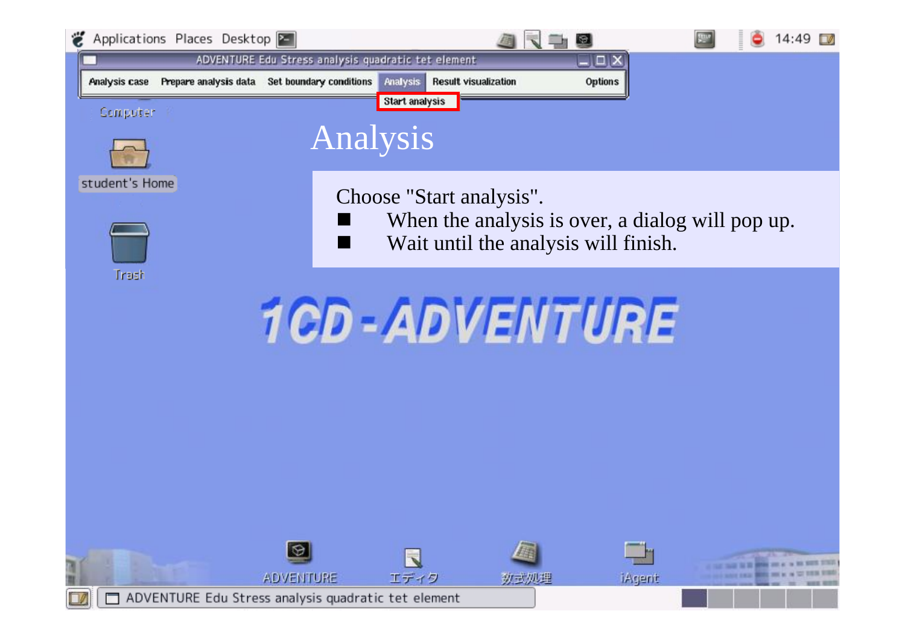# Analysis

Choose "Start analysis".

- When the analysis is over, a dialog will pop up.
- Wait until the analysis will finish.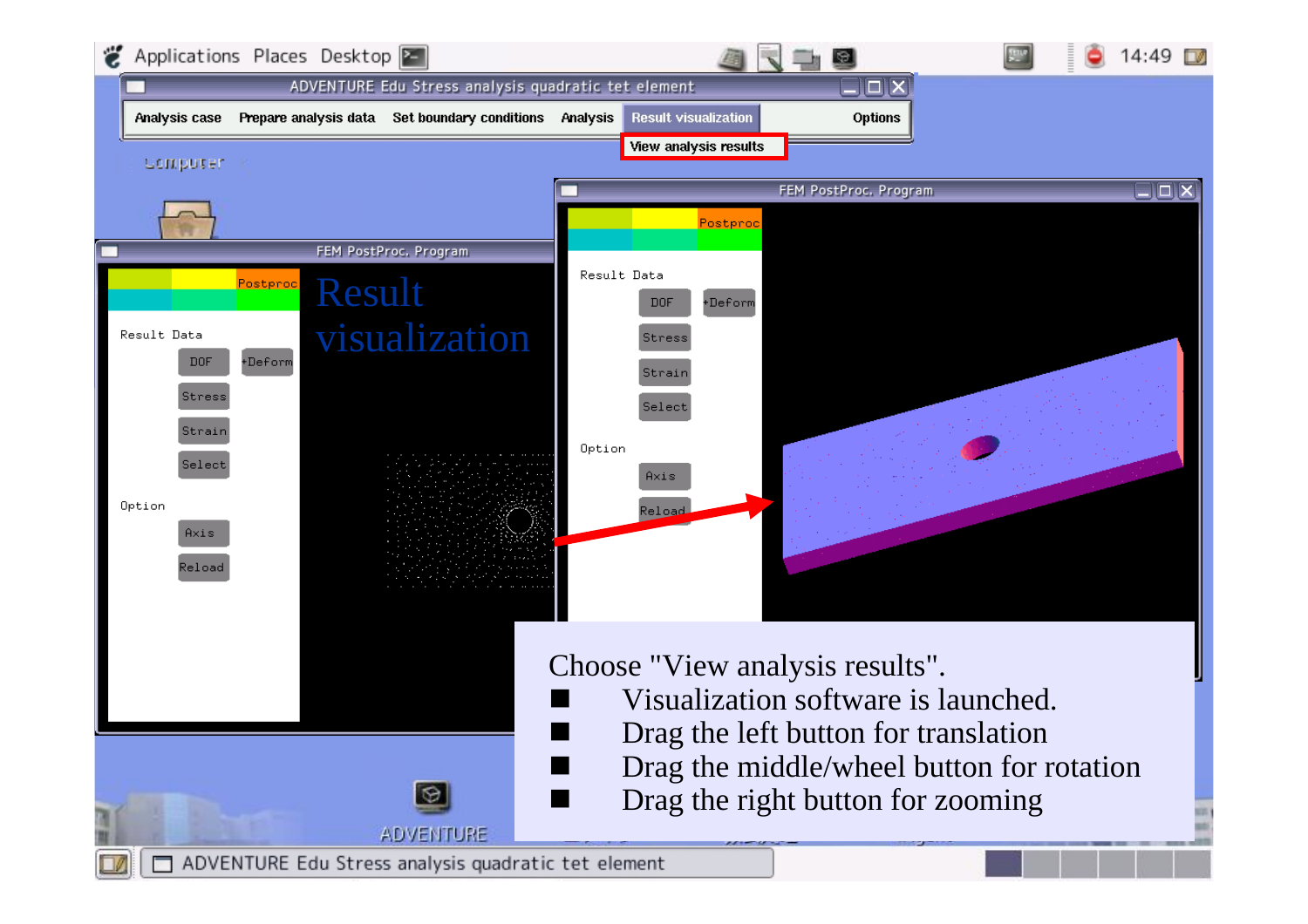# Result visualization

Choose "View analysis results".

- Visualization software is launched.
- Drag the left button for translation
- Drag the middle/wheel button for rotation
- Drag the right button for zooming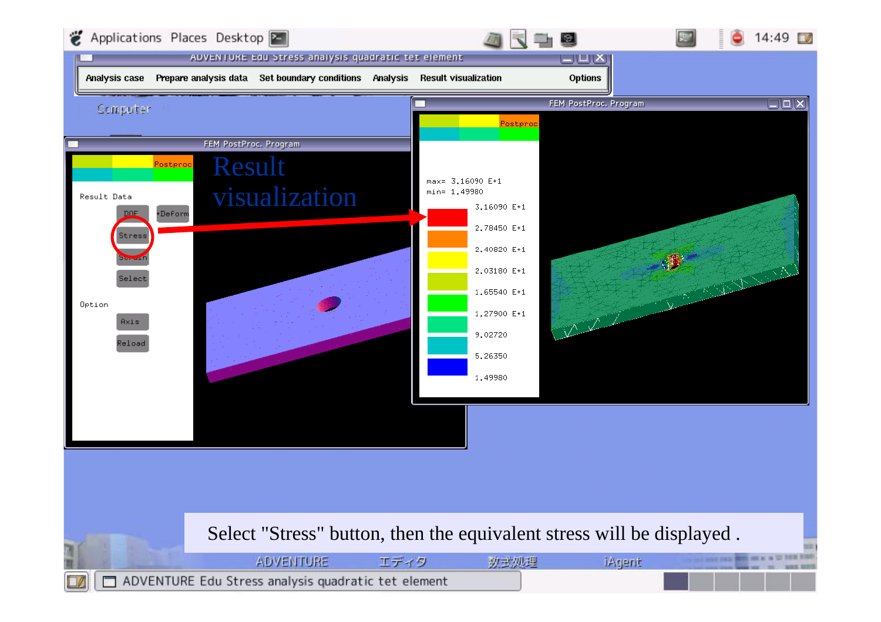# Result visualization

Select "Stress" button, then the equivalent stress will be displayed .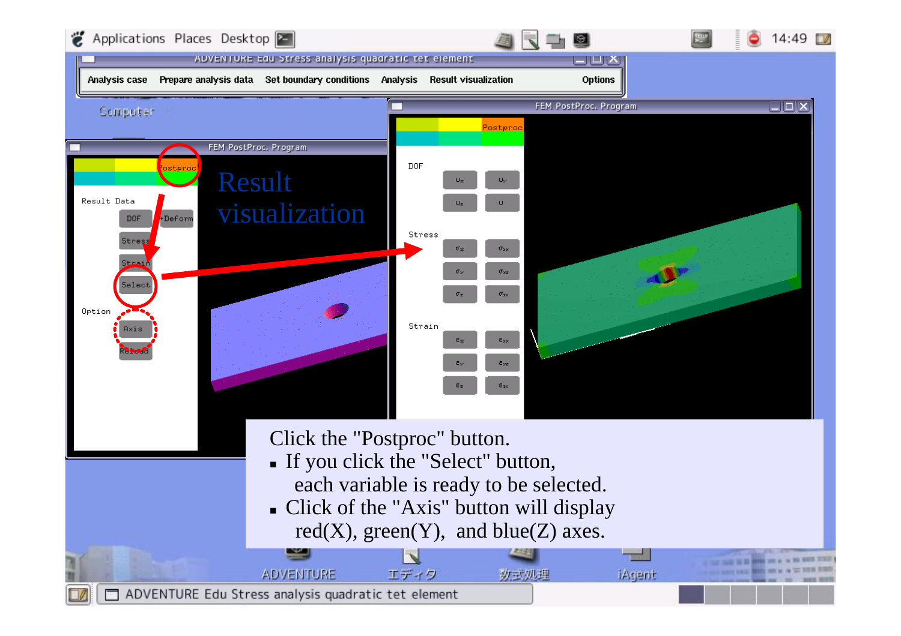# Result visualization

Click the "Postproc" button.

- If you click the "Select" button, each variable is ready to be selected.
- Click of the "Axis" button will display red(X), green(Y), and blue(Z) axes.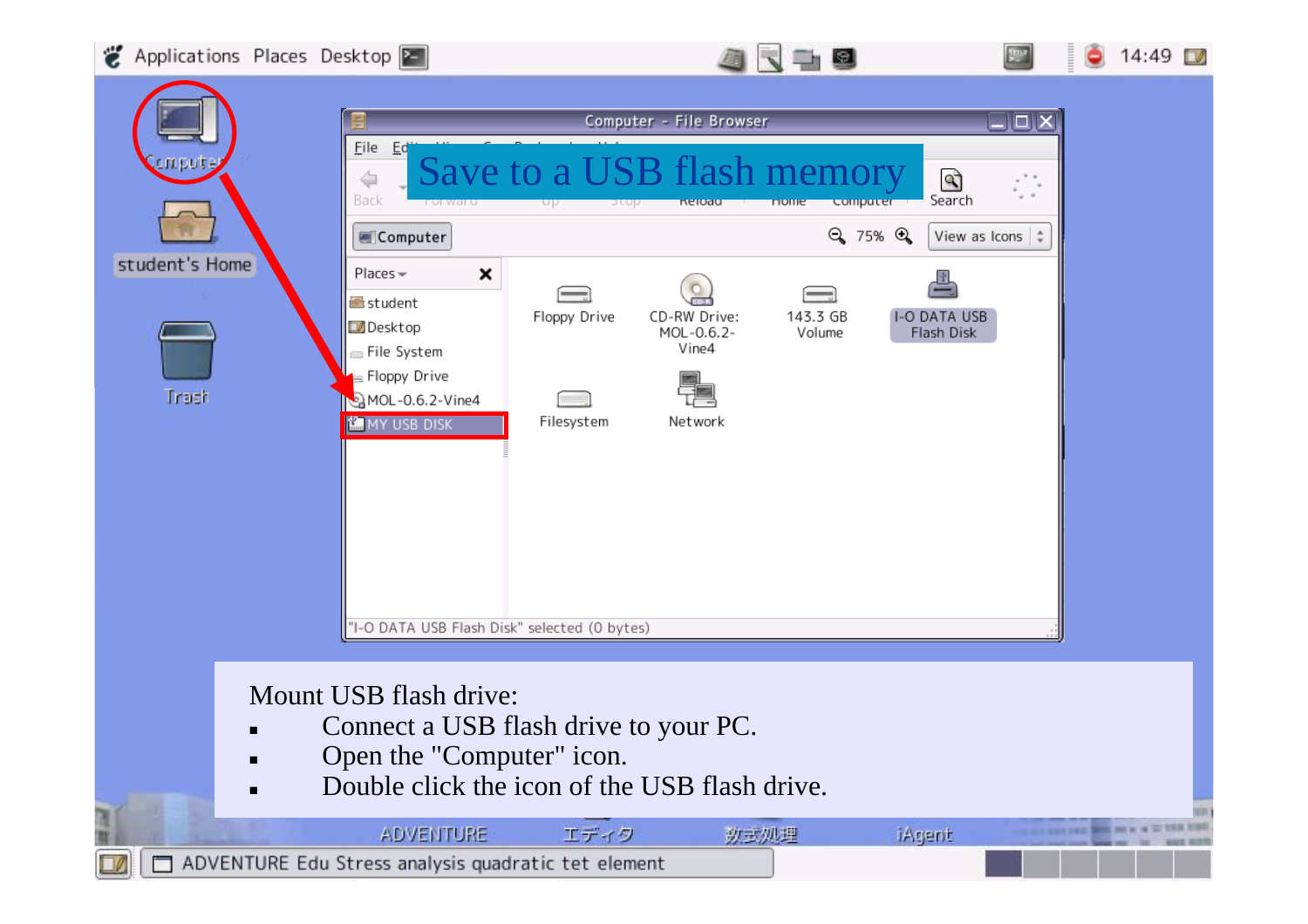# Save to a USB flash memory

Mount USB flash drive:

- Connect a USB flash drive to your PC.
- Open the "Computer" icon.
- Double click the icon of the USB flash drive.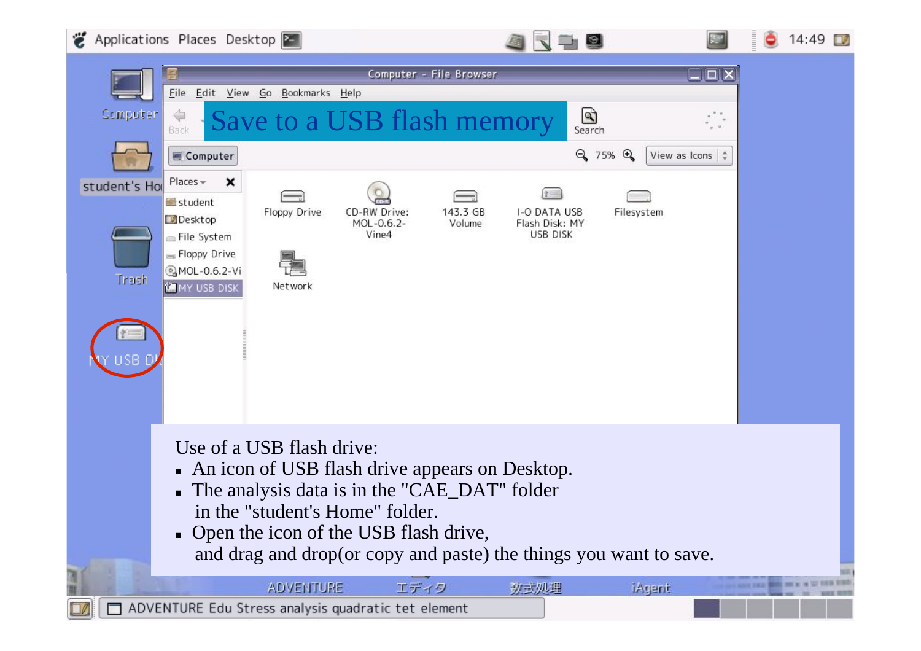# Save to a USB flash memory

Use of a USB flash drive:

- An icon of USB flash drive appears on Desktop.
- The analysis data is in the "CAE_DAT" folder in the "student's Home" folder.
- Open the icon of the USB flash drive, and drag and drop(or copy and paste) the things you want to save.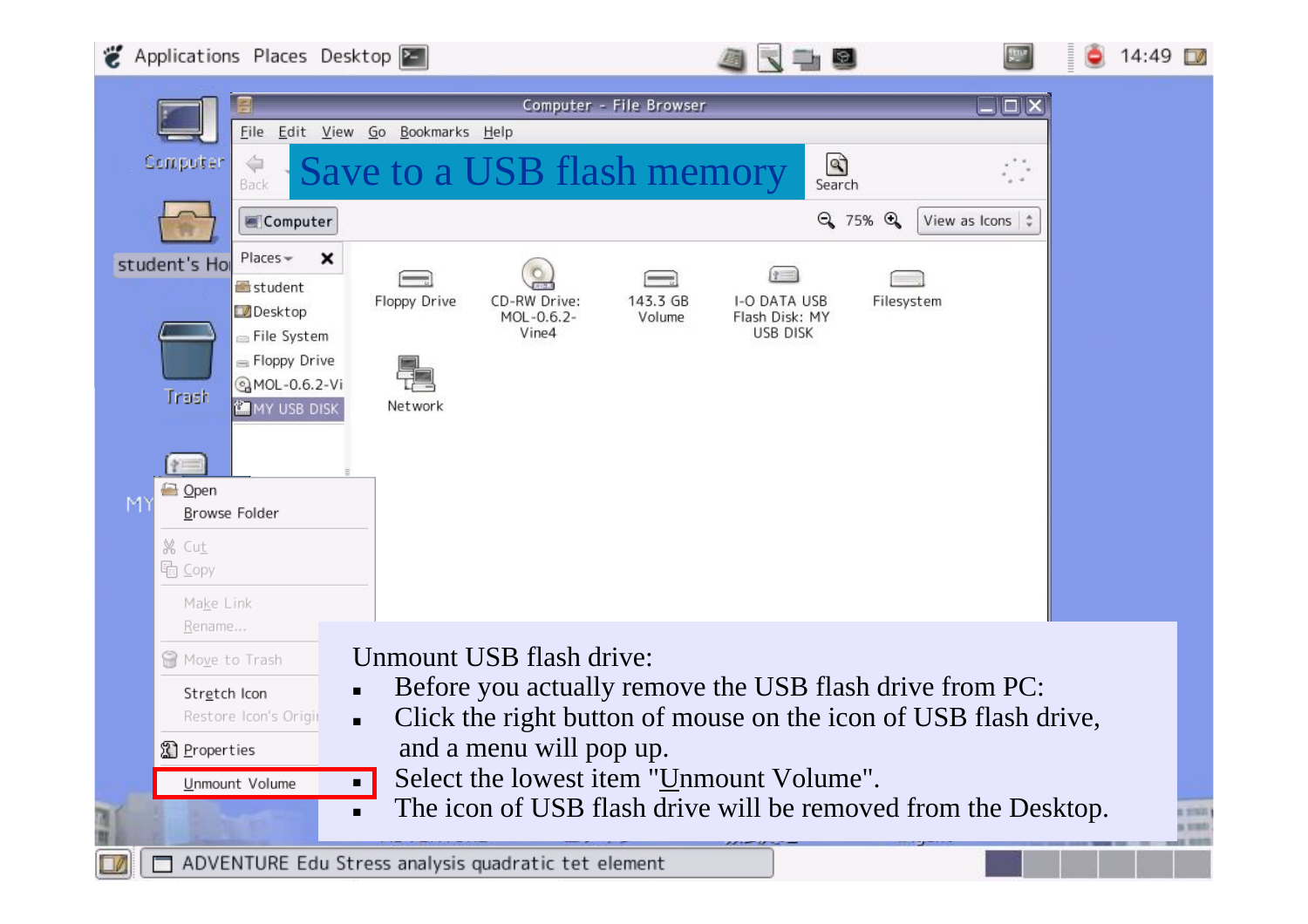# Save to a USB flash memory

Unmount USB flash drive:

- Before you actually remove the USB flash drive from PC:
- Click the right button of mouse on the icon of USB flash drive, and a menu will pop up.
- Select the lowest item "Unmount Volume".
- The icon of USB flash drive will be removed from the Desktop.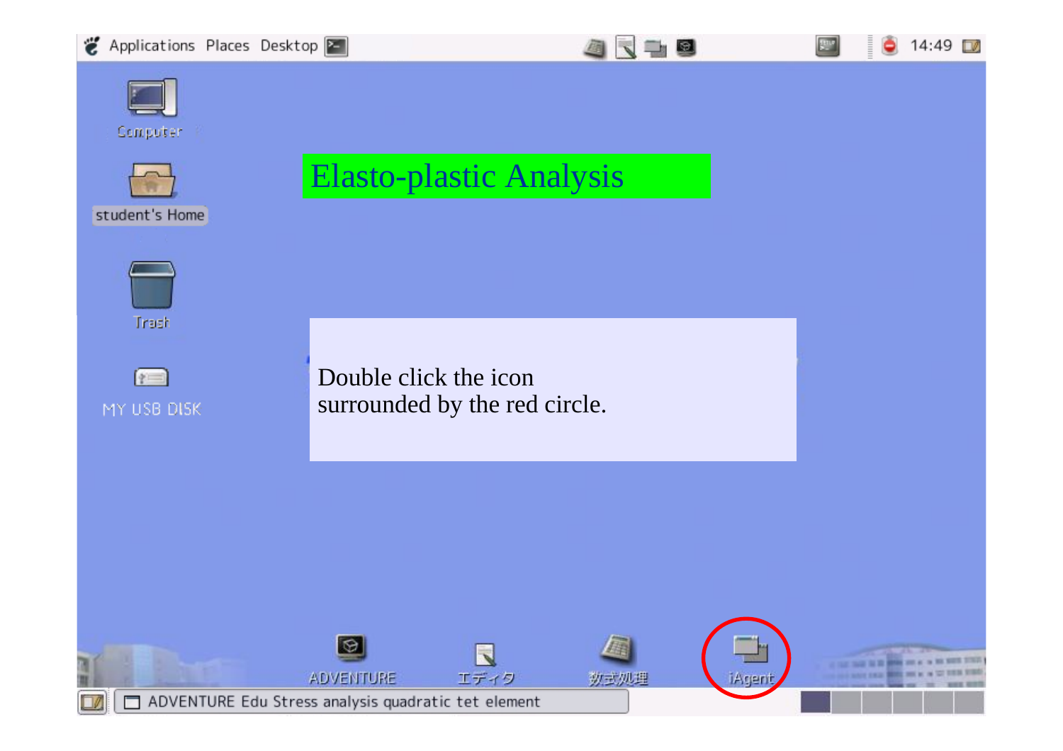# Elasto-plastic Analysis

Double click the icon
surrounded by the red circle.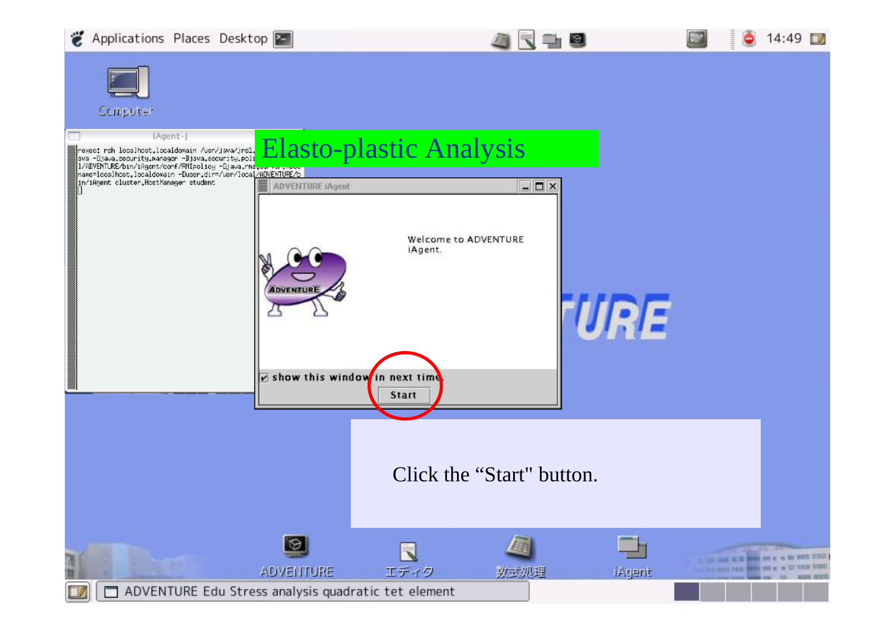# Elasto-plastic Analysis

Click the “Start" button.